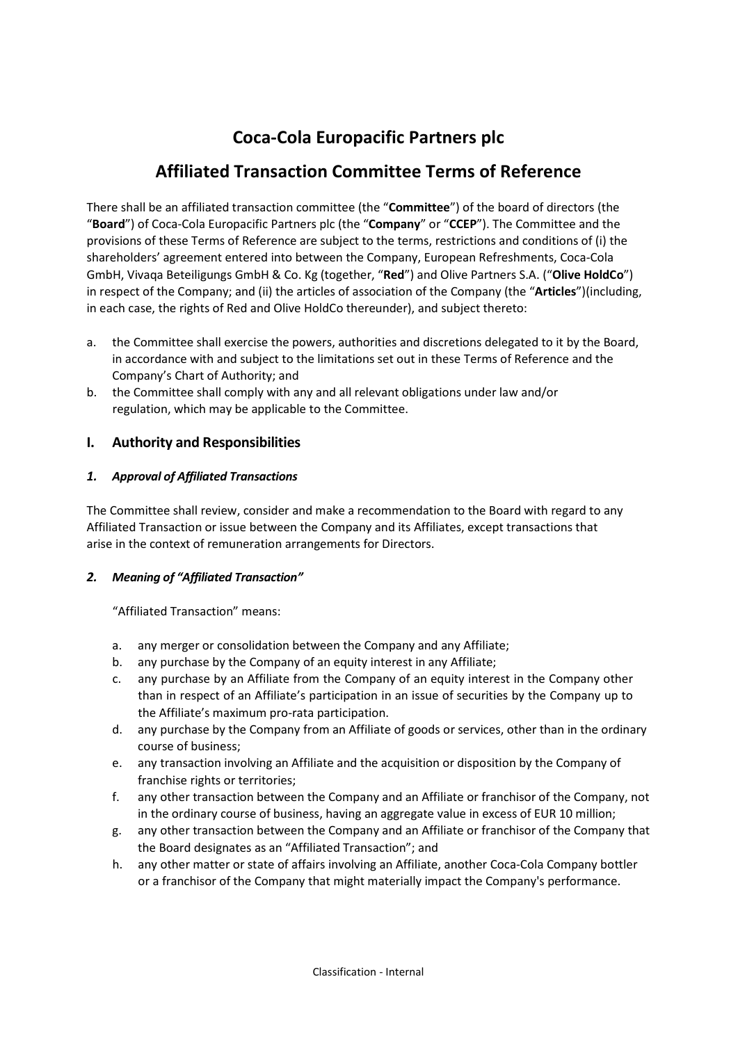# Coca-Cola Europacific Partners plc

## Affiliated Transaction Committee Terms of Reference

There shall be an affiliated transaction committee (the "**Committee**") of the board of directors (the "**Board**") of Coca-Cola Europacific Partners plc (the "**Company**" or "**CCEP**"). The Committee and the provisions of these Terms of Reference are subject to the terms, restrictions and conditions of (i) the shareholders' agreement entered into between the Company, European Refreshments, Coca-Cola GmbH, Vivaqa Beteiligungs GmbH & Co. Kg (together, "**Red**") and Olive Partners S.A. ("**Olive HoldCo**") in respect of the Company; and (ii) the articles of association of the Company (the "**Articles**")(including, in each case, the rights of Red and Olive HoldCo thereunder), and subject thereto:

a. the Committee shall exercise the powers, authorities and discretions delegated to it by the Board, in accordance with and subject to the limitations set out in these Terms of Reference and the Company's Chart of Authority; and
b. the Committee shall comply with any and all relevant obligations under law and/or regulation, which may be applicable to the Committee.

## I. Authority and Responsibilities

### *1. Approval of Affiliated Transactions*

The Committee shall review, consider and make a recommendation to the Board with regard to any Affiliated Transaction or issue between the Company and its Affiliates, except transactions that arise in the context of remuneration arrangements for Directors.

### *2. Meaning of "Affiliated Transaction"*

"Affiliated Transaction" means:

a. any merger or consolidation between the Company and any Affiliate;
b. any purchase by the Company of an equity interest in any Affiliate;
c. any purchase by an Affiliate from the Company of an equity interest in the Company other than in respect of an Affiliate's participation in an issue of securities by the Company up to the Affiliate's maximum pro-rata participation.
d. any purchase by the Company from an Affiliate of goods or services, other than in the ordinary course of business;
e. any transaction involving an Affiliate and the acquisition or disposition by the Company of franchise rights or territories;
f. any other transaction between the Company and an Affiliate or franchisor of the Company, not in the ordinary course of business, having an aggregate value in excess of EUR 10 million;
g. any other transaction between the Company and an Affiliate or franchisor of the Company that the Board designates as an "Affiliated Transaction"; and
h. any other matter or state of affairs involving an Affiliate, another Coca-Cola Company bottler or a franchisor of the Company that might materially impact the Company's performance.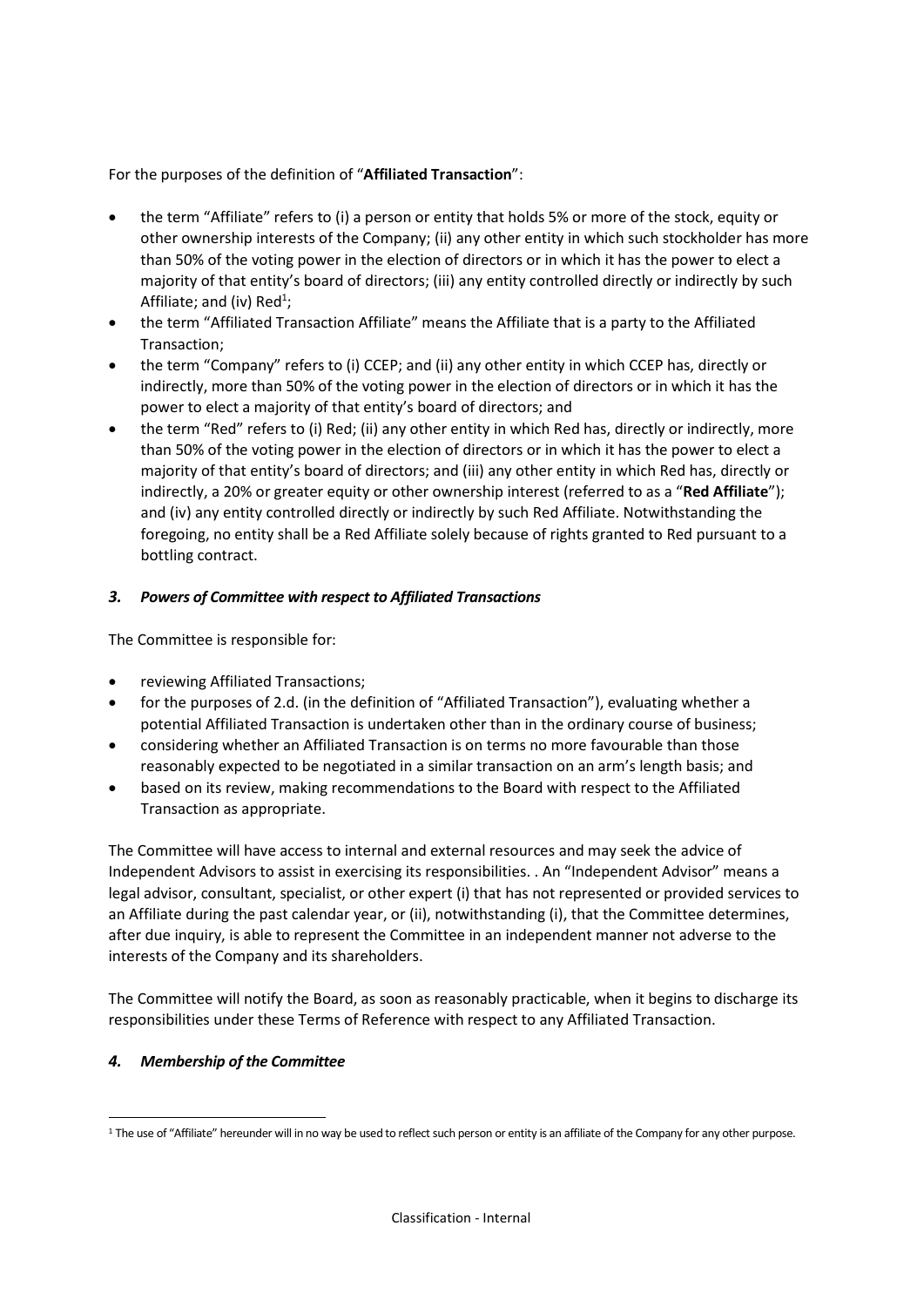For the purposes of the definition of "**Affiliated Transaction**":

- the term "Affiliate" refers to (i) a person or entity that holds 5% or more of the stock, equity or other ownership interests of the Company; (ii) any other entity in which such stockholder has more than 50% of the voting power in the election of directors or in which it has the power to elect a majority of that entity's board of directors; (iii) any entity controlled directly or indirectly by such Affiliate; and (iv) Red[1];
- the term "Affiliated Transaction Affiliate" means the Affiliate that is a party to the Affiliated Transaction;
- the term "Company" refers to (i) CCEP; and (ii) any other entity in which CCEP has, directly or indirectly, more than 50% of the voting power in the election of directors or in which it has the power to elect a majority of that entity's board of directors; and
- the term "Red" refers to (i) Red; (ii) any other entity in which Red has, directly or indirectly, more than 50% of the voting power in the election of directors or in which it has the power to elect a majority of that entity's board of directors; and (iii) any other entity in which Red has, directly or indirectly, a 20% or greater equity or other ownership interest (referred to as a "**Red Affiliate**"); and (iv) any entity controlled directly or indirectly by such Red Affiliate. Notwithstanding the foregoing, no entity shall be a Red Affiliate solely because of rights granted to Red pursuant to a bottling contract.

### *3. Powers of Committee with respect to Affiliated Transactions*

The Committee is responsible for:

- reviewing Affiliated Transactions;
- for the purposes of 2.d. (in the definition of "Affiliated Transaction"), evaluating whether a potential Affiliated Transaction is undertaken other than in the ordinary course of business;
- considering whether an Affiliated Transaction is on terms no more favourable than those reasonably expected to be negotiated in a similar transaction on an arm's length basis; and
- based on its review, making recommendations to the Board with respect to the Affiliated Transaction as appropriate.

The Committee will have access to internal and external resources and may seek the advice of Independent Advisors to assist in exercising its responsibilities. . An "Independent Advisor" means a legal advisor, consultant, specialist, or other expert (i) that has not represented or provided services to an Affiliate during the past calendar year, or (ii), notwithstanding (i), that the Committee determines, after due inquiry, is able to represent the Committee in an independent manner not adverse to the interests of the Company and its shareholders.

The Committee will notify the Board, as soon as reasonably practicable, when it begins to discharge its responsibilities under these Terms of Reference with respect to any Affiliated Transaction.

### *4. Membership of the Committee*

---

[1] The use of "Affiliate" hereunder will in no way be used to reflect such person or entity is an affiliate of the Company for any other purpose.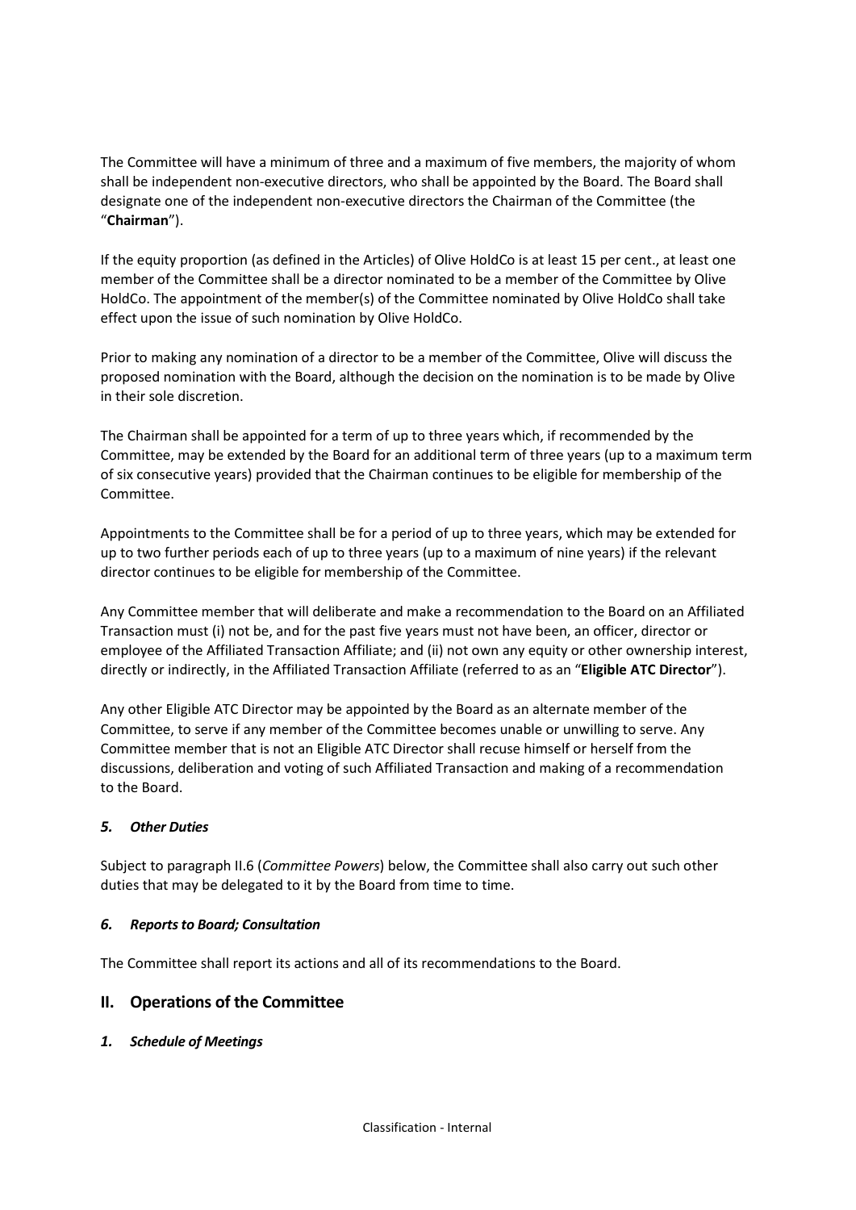The Committee will have a minimum of three and a maximum of five members, the majority of whom shall be independent non-executive directors, who shall be appointed by the Board. The Board shall designate one of the independent non-executive directors the Chairman of the Committee (the "**Chairman**").

If the equity proportion (as defined in the Articles) of Olive HoldCo is at least 15 per cent., at least one member of the Committee shall be a director nominated to be a member of the Committee by Olive HoldCo. The appointment of the member(s) of the Committee nominated by Olive HoldCo shall take effect upon the issue of such nomination by Olive HoldCo.

Prior to making any nomination of a director to be a member of the Committee, Olive will discuss the proposed nomination with the Board, although the decision on the nomination is to be made by Olive in their sole discretion.

The Chairman shall be appointed for a term of up to three years which, if recommended by the Committee, may be extended by the Board for an additional term of three years (up to a maximum term of six consecutive years) provided that the Chairman continues to be eligible for membership of the Committee.

Appointments to the Committee shall be for a period of up to three years, which may be extended for up to two further periods each of up to three years (up to a maximum of nine years) if the relevant director continues to be eligible for membership of the Committee.

Any Committee member that will deliberate and make a recommendation to the Board on an Affiliated Transaction must (i) not be, and for the past five years must not have been, an officer, director or employee of the Affiliated Transaction Affiliate; and (ii) not own any equity or other ownership interest, directly or indirectly, in the Affiliated Transaction Affiliate (referred to as an "**Eligible ATC Director**").

Any other Eligible ATC Director may be appointed by the Board as an alternate member of the Committee, to serve if any member of the Committee becomes unable or unwilling to serve. Any Committee member that is not an Eligible ATC Director shall recuse himself or herself from the discussions, deliberation and voting of such Affiliated Transaction and making of a recommendation to the Board.

### *5. Other Duties*

Subject to paragraph II.6 (*Committee Powers*) below, the Committee shall also carry out such other duties that may be delegated to it by the Board from time to time.

### *6. Reports to Board; Consultation*

The Committee shall report its actions and all of its recommendations to the Board.

## II. Operations of the Committee

### *1. Schedule of Meetings*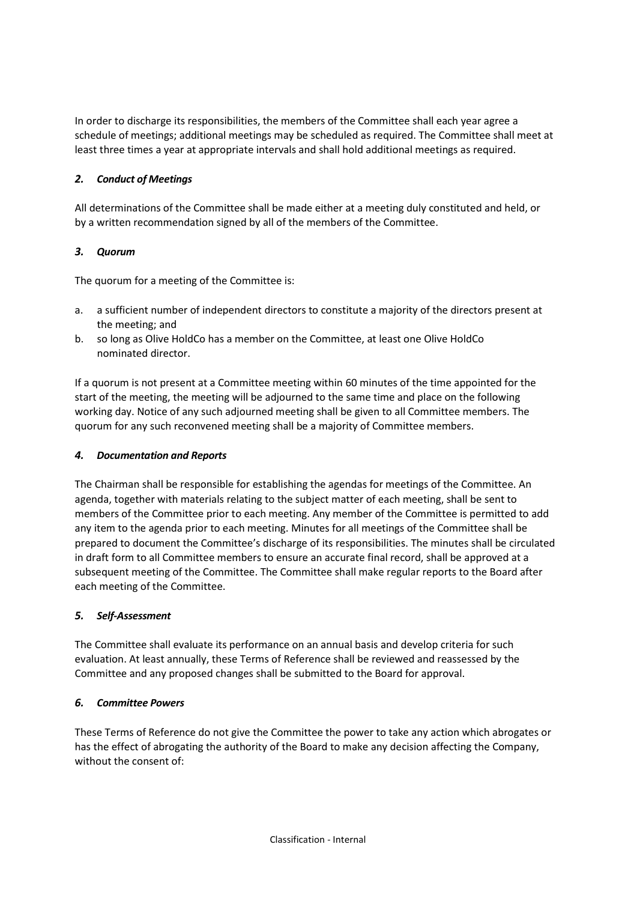In order to discharge its responsibilities, the members of the Committee shall each year agree a schedule of meetings; additional meetings may be scheduled as required. The Committee shall meet at least three times a year at appropriate intervals and shall hold additional meetings as required.

### *2. Conduct of Meetings*

All determinations of the Committee shall be made either at a meeting duly constituted and held, or by a written recommendation signed by all of the members of the Committee.

### *3. Quorum*

The quorum for a meeting of the Committee is:

a. a sufficient number of independent directors to constitute a majority of the directors present at the meeting; and
b. so long as Olive HoldCo has a member on the Committee, at least one Olive HoldCo nominated director.

If a quorum is not present at a Committee meeting within 60 minutes of the time appointed for the start of the meeting, the meeting will be adjourned to the same time and place on the following working day. Notice of any such adjourned meeting shall be given to all Committee members. The quorum for any such reconvened meeting shall be a majority of Committee members.

### *4. Documentation and Reports*

The Chairman shall be responsible for establishing the agendas for meetings of the Committee. An agenda, together with materials relating to the subject matter of each meeting, shall be sent to members of the Committee prior to each meeting. Any member of the Committee is permitted to add any item to the agenda prior to each meeting. Minutes for all meetings of the Committee shall be prepared to document the Committee's discharge of its responsibilities. The minutes shall be circulated in draft form to all Committee members to ensure an accurate final record, shall be approved at a subsequent meeting of the Committee. The Committee shall make regular reports to the Board after each meeting of the Committee.

### *5. Self-Assessment*

The Committee shall evaluate its performance on an annual basis and develop criteria for such evaluation. At least annually, these Terms of Reference shall be reviewed and reassessed by the Committee and any proposed changes shall be submitted to the Board for approval.

### *6. Committee Powers*

These Terms of Reference do not give the Committee the power to take any action which abrogates or has the effect of abrogating the authority of the Board to make any decision affecting the Company, without the consent of: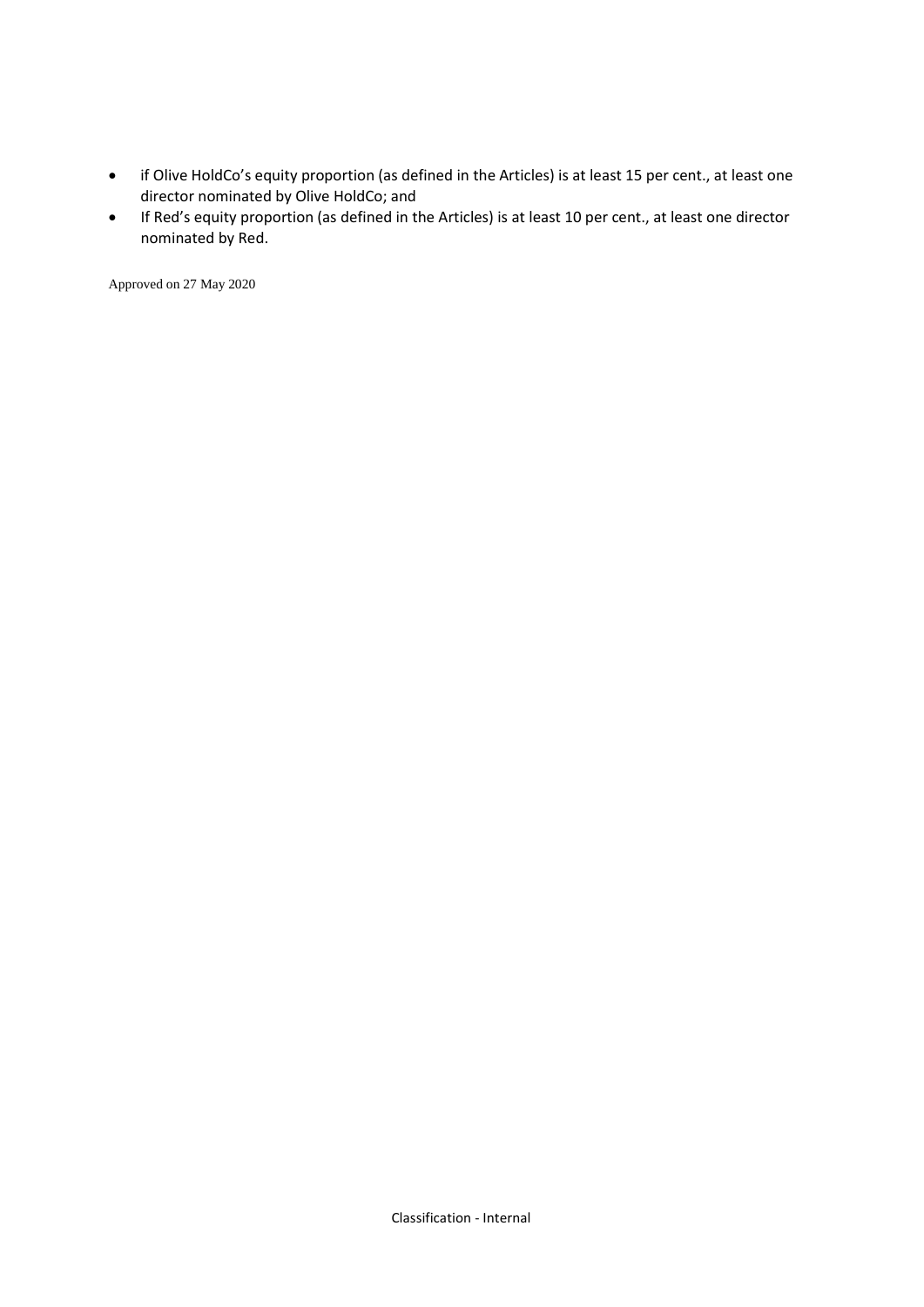- if Olive HoldCo's equity proportion (as defined in the Articles) is at least 15 per cent., at least one director nominated by Olive HoldCo; and
- If Red's equity proportion (as defined in the Articles) is at least 10 per cent., at least one director nominated by Red.

Approved on 27 May 2020

Classification - Internal